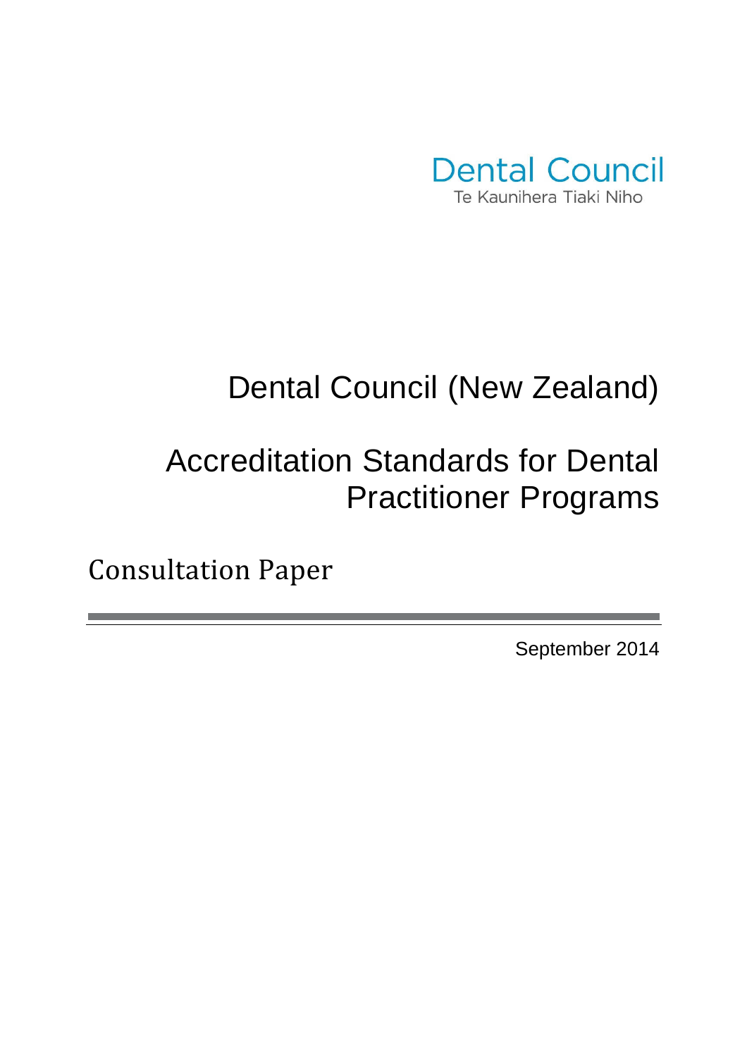Dental Council

Te Kaunihera Tiaki Niho

# Dental Council (New Zealand)

# Accreditation Standards for Dental Practitioner Programs

## Consultation Paper

---

September 2014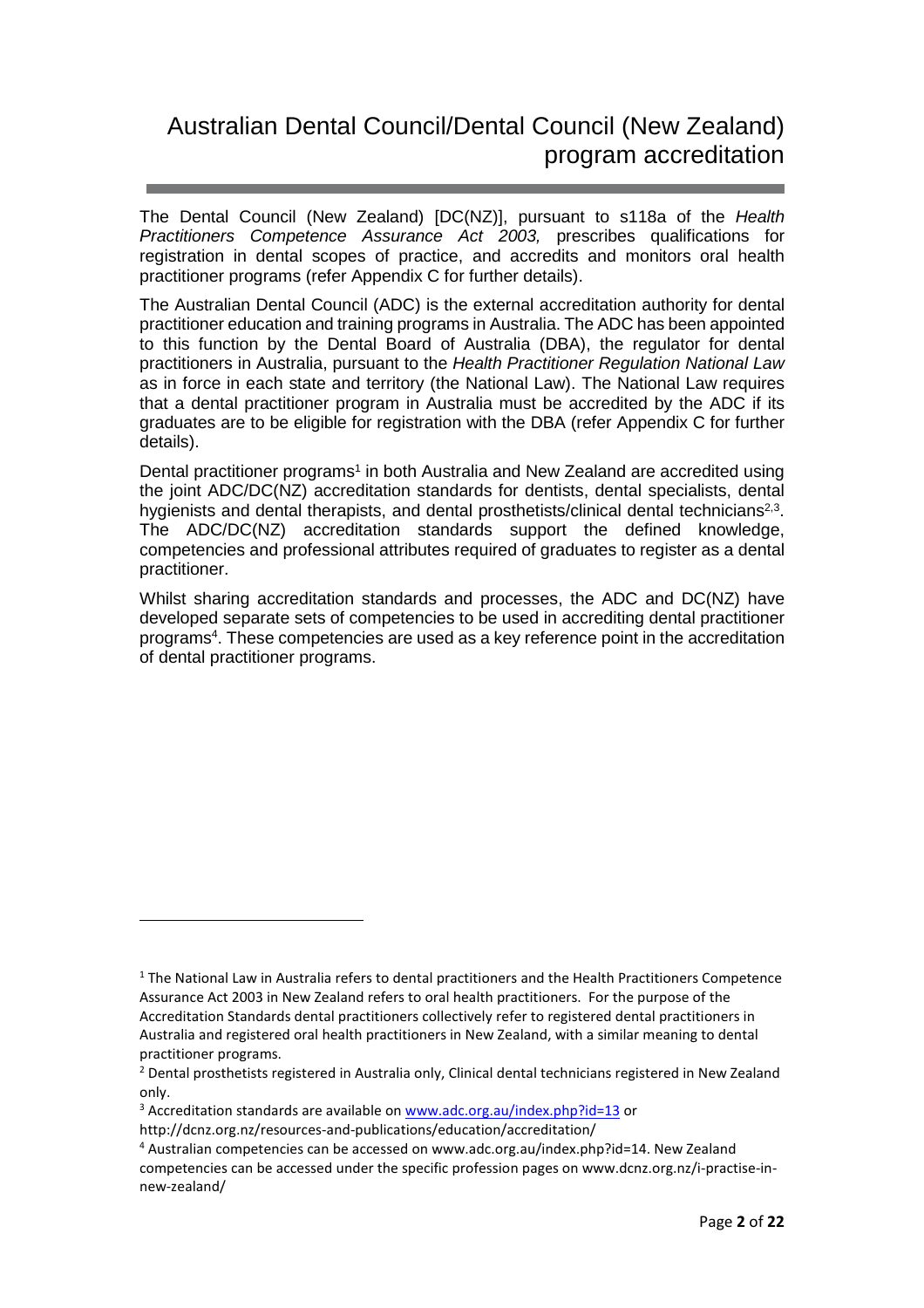# Australian Dental Council/Dental Council (New Zealand) program accreditation

The Dental Council (New Zealand) [DC(NZ)], pursuant to s118a of the *Health Practitioners Competence Assurance Act 2003,* prescribes qualifications for registration in dental scopes of practice, and accredits and monitors oral health practitioner programs (refer Appendix C for further details).

The Australian Dental Council (ADC) is the external accreditation authority for dental practitioner education and training programs in Australia. The ADC has been appointed to this function by the Dental Board of Australia (DBA), the regulator for dental practitioners in Australia, pursuant to the *Health Practitioner Regulation National Law* as in force in each state and territory (the National Law). The National Law requires that a dental practitioner program in Australia must be accredited by the ADC if its graduates are to be eligible for registration with the DBA (refer Appendix C for further details).

Dental practitioner programs[1] in both Australia and New Zealand are accredited using the joint ADC/DC(NZ) accreditation standards for dentists, dental specialists, dental hygienists and dental therapists, and dental prosthetists/clinical dental technicians[2,3]. The ADC/DC(NZ) accreditation standards support the defined knowledge, competencies and professional attributes required of graduates to register as a dental practitioner.

Whilst sharing accreditation standards and processes, the ADC and DC(NZ) have developed separate sets of competencies to be used in accrediting dental practitioner programs[4]. These competencies are used as a key reference point in the accreditation of dental practitioner programs.

---

[1] The National Law in Australia refers to dental practitioners and the Health Practitioners Competence Assurance Act 2003 in New Zealand refers to oral health practitioners. For the purpose of the Accreditation Standards dental practitioners collectively refer to registered dental practitioners in Australia and registered oral health practitioners in New Zealand, with a similar meaning to dental practitioner programs.

[2] Dental prosthetists registered in Australia only, Clinical dental technicians registered in New Zealand only.

[3] Accreditation standards are available on www.adc.org.au/index.php?id=13 or http://dcnz.org.nz/resources-and-publications/education/accreditation/

[4] Australian competencies can be accessed on www.adc.org.au/index.php?id=14. New Zealand competencies can be accessed under the specific profession pages on www.dcnz.org.nz/i-practise-in-new-zealand/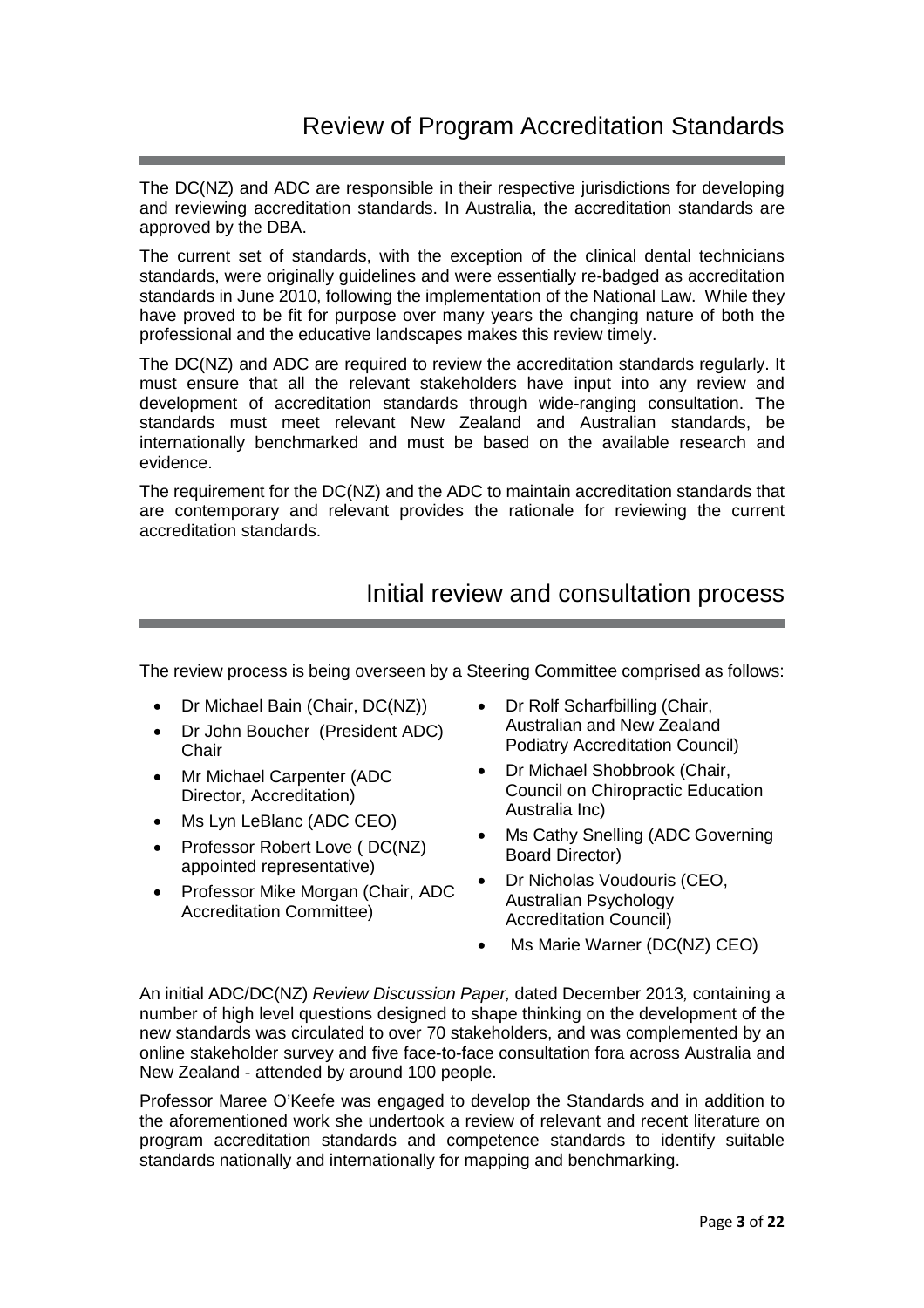# Review of Program Accreditation Standards

The DC(NZ) and ADC are responsible in their respective jurisdictions for developing and reviewing accreditation standards. In Australia, the accreditation standards are approved by the DBA.

The current set of standards, with the exception of the clinical dental technicians standards, were originally guidelines and were essentially re-badged as accreditation standards in June 2010, following the implementation of the National Law. While they have proved to be fit for purpose over many years the changing nature of both the professional and the educative landscapes makes this review timely.

The DC(NZ) and ADC are required to review the accreditation standards regularly. It must ensure that all the relevant stakeholders have input into any review and development of accreditation standards through wide-ranging consultation. The standards must meet relevant New Zealand and Australian standards, be internationally benchmarked and must be based on the available research and evidence.

The requirement for the DC(NZ) and the ADC to maintain accreditation standards that are contemporary and relevant provides the rationale for reviewing the current accreditation standards.

# Initial review and consultation process

The review process is being overseen by a Steering Committee comprised as follows:

- Dr Michael Bain (Chair, DC(NZ))
- Dr John Boucher (President ADC) Chair
- Mr Michael Carpenter (ADC Director, Accreditation)
- Ms Lyn LeBlanc (ADC CEO)
- Professor Robert Love ( DC(NZ) appointed representative)
- Professor Mike Morgan (Chair, ADC Accreditation Committee)
- Dr Rolf Scharfbilling (Chair, Australian and New Zealand Podiatry Accreditation Council)
- Dr Michael Shobbrook (Chair, Council on Chiropractic Education Australia Inc)
- Ms Cathy Snelling (ADC Governing Board Director)
- Dr Nicholas Voudouris (CEO, Australian Psychology Accreditation Council)
- Ms Marie Warner (DC(NZ) CEO)

An initial ADC/DC(NZ) *Review Discussion Paper,* dated December 2013*,* containing a number of high level questions designed to shape thinking on the development of the new standards was circulated to over 70 stakeholders, and was complemented by an online stakeholder survey and five face-to-face consultation fora across Australia and New Zealand - attended by around 100 people.

Professor Maree O'Keefe was engaged to develop the Standards and in addition to the aforementioned work she undertook a review of relevant and recent literature on program accreditation standards and competence standards to identify suitable standards nationally and internationally for mapping and benchmarking.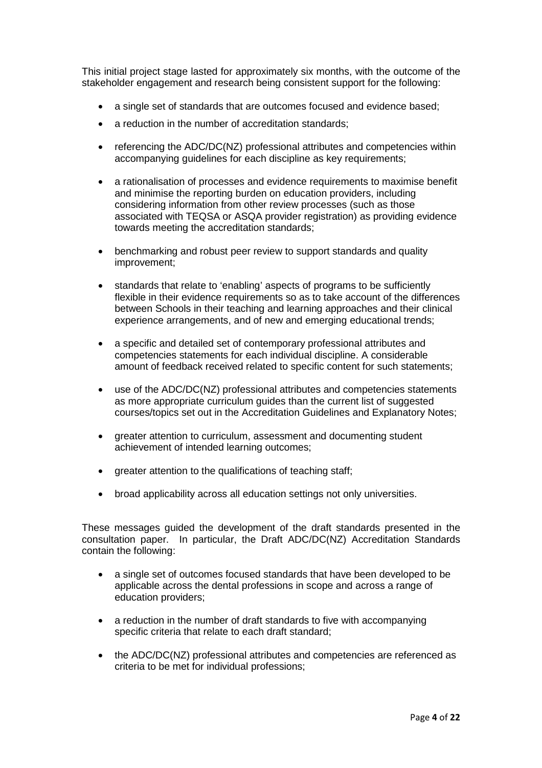This initial project stage lasted for approximately six months, with the outcome of the stakeholder engagement and research being consistent support for the following:

- a single set of standards that are outcomes focused and evidence based;
- a reduction in the number of accreditation standards;
- referencing the ADC/DC(NZ) professional attributes and competencies within accompanying guidelines for each discipline as key requirements;
- a rationalisation of processes and evidence requirements to maximise benefit and minimise the reporting burden on education providers, including considering information from other review processes (such as those associated with TEQSA or ASQA provider registration) as providing evidence towards meeting the accreditation standards;
- benchmarking and robust peer review to support standards and quality improvement;
- standards that relate to 'enabling' aspects of programs to be sufficiently flexible in their evidence requirements so as to take account of the differences between Schools in their teaching and learning approaches and their clinical experience arrangements, and of new and emerging educational trends;
- a specific and detailed set of contemporary professional attributes and competencies statements for each individual discipline. A considerable amount of feedback received related to specific content for such statements;
- use of the ADC/DC(NZ) professional attributes and competencies statements as more appropriate curriculum guides than the current list of suggested courses/topics set out in the Accreditation Guidelines and Explanatory Notes;
- greater attention to curriculum, assessment and documenting student achievement of intended learning outcomes;
- greater attention to the qualifications of teaching staff;
- broad applicability across all education settings not only universities.

These messages guided the development of the draft standards presented in the consultation paper. In particular, the Draft ADC/DC(NZ) Accreditation Standards contain the following:

- a single set of outcomes focused standards that have been developed to be applicable across the dental professions in scope and across a range of education providers;
- a reduction in the number of draft standards to five with accompanying specific criteria that relate to each draft standard;
- the ADC/DC(NZ) professional attributes and competencies are referenced as criteria to be met for individual professions;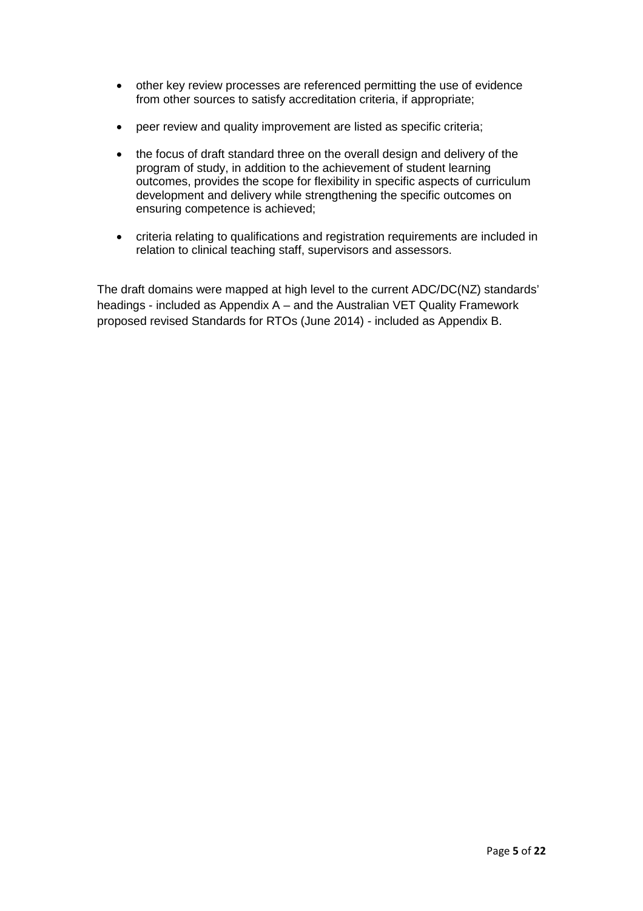- other key review processes are referenced permitting the use of evidence from other sources to satisfy accreditation criteria, if appropriate;

- peer review and quality improvement are listed as specific criteria;

- the focus of draft standard three on the overall design and delivery of the program of study, in addition to the achievement of student learning outcomes, provides the scope for flexibility in specific aspects of curriculum development and delivery while strengthening the specific outcomes on ensuring competence is achieved;

- criteria relating to qualifications and registration requirements are included in relation to clinical teaching staff, supervisors and assessors.

The draft domains were mapped at high level to the current ADC/DC(NZ) standards' headings - included as Appendix A – and the Australian VET Quality Framework proposed revised Standards for RTOs (June 2014) - included as Appendix B.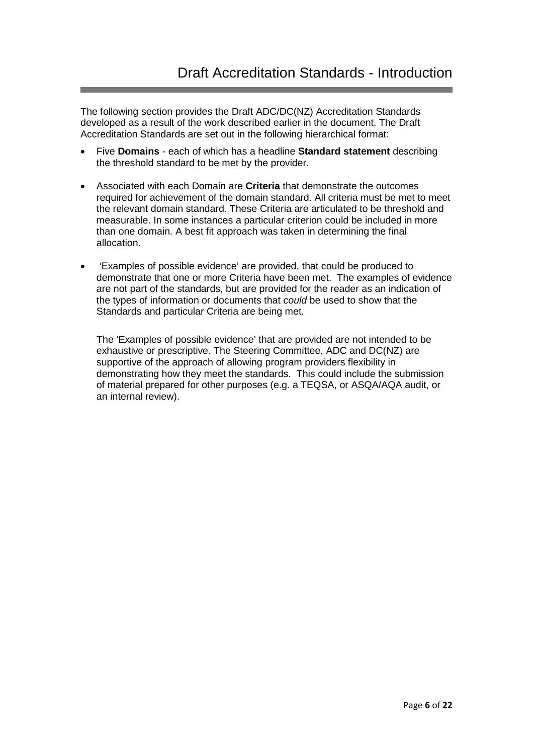# Draft Accreditation Standards - Introduction

The following section provides the Draft ADC/DC(NZ) Accreditation Standards developed as a result of the work described earlier in the document. The Draft Accreditation Standards are set out in the following hierarchical format:

- Five **Domains** - each of which has a headline **Standard statement** describing the threshold standard to be met by the provider.
- Associated with each Domain are **Criteria** that demonstrate the outcomes required for achievement of the domain standard. All criteria must be met to meet the relevant domain standard. These Criteria are articulated to be threshold and measurable. In some instances a particular criterion could be included in more than one domain. A best fit approach was taken in determining the final allocation.
- 'Examples of possible evidence' are provided, that could be produced to demonstrate that one or more Criteria have been met. The examples of evidence are not part of the standards, but are provided for the reader as an indication of the types of information or documents that *could* be used to show that the Standards and particular Criteria are being met.

  The 'Examples of possible evidence' that are provided are not intended to be exhaustive or prescriptive. The Steering Committee, ADC and DC(NZ) are supportive of the approach of allowing program providers flexibility in demonstrating how they meet the standards. This could include the submission of material prepared for other purposes (e.g. a TEQSA, or ASQA/AQA audit, or an internal review).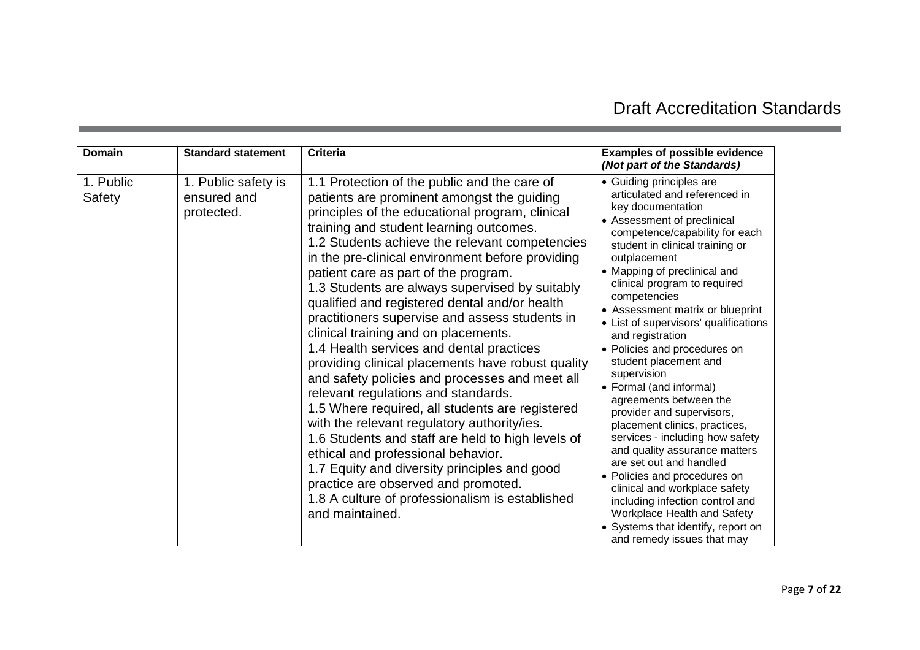| Domain | Standard statement | Criteria | Examples of possible evidence *(Not part of the Standards)* |
|---|---|---|---|
| 1. Public Safety | 1. Public safety is ensured and protected. | 1.1 Protection of the public and the care of patients are prominent amongst the guiding principles of the educational program, clinical training and student learning outcomes.<br>1.2 Students achieve the relevant competencies in the pre-clinical environment before providing patient care as part of the program.<br>1.3 Students are always supervised by suitably qualified and registered dental and/or health practitioners supervise and assess students in clinical training and on placements.<br>1.4 Health services and dental practices providing clinical placements have robust quality and safety policies and processes and meet all relevant regulations and standards.<br>1.5 Where required, all students are registered with the relevant regulatory authority/ies.<br>1.6 Students and staff are held to high levels of ethical and professional behavior.<br>1.7 Equity and diversity principles and good practice are observed and promoted.<br>1.8 A culture of professionalism is established and maintained. | • Guiding principles are articulated and referenced in key documentation<br>• Assessment of preclinical competence/capability for each student in clinical training or outplacement<br>• Mapping of preclinical and clinical program to required competencies<br>• Assessment matrix or blueprint<br>• List of supervisors' qualifications and registration<br>• Policies and procedures on student placement and supervision<br>• Formal (and informal) agreements between the provider and supervisors, placement clinics, practices, services - including how safety and quality assurance matters are set out and handled<br>• Policies and procedures on clinical and workplace safety including infection control and Workplace Health and Safety<br>• Systems that identify, report on and remedy issues that may |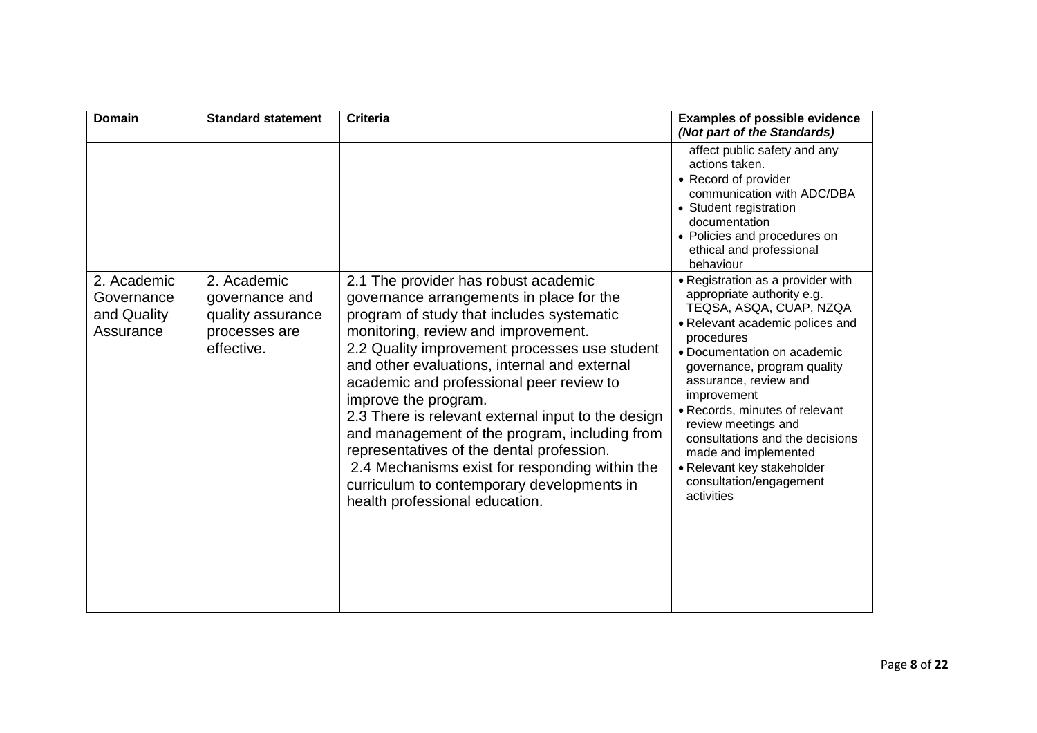| Domain | Standard statement | Criteria | Examples of possible evidence *(Not part of the Standards)* |
|---|---|---|---|
| | | | affect public safety and any actions taken.<br>• Record of provider communication with ADC/DBA<br>• Student registration documentation<br>• Policies and procedures on ethical and professional behaviour |
| 2. Academic Governance and Quality Assurance | 2. Academic governance and quality assurance processes are effective. | 2.1 The provider has robust academic governance arrangements in place for the program of study that includes systematic monitoring, review and improvement.<br>2.2 Quality improvement processes use student and other evaluations, internal and external academic and professional peer review to improve the program.<br>2.3 There is relevant external input to the design and management of the program, including from representatives of the dental profession.<br>2.4 Mechanisms exist for responding within the curriculum to contemporary developments in health professional education. | • Registration as a provider with appropriate authority e.g. TEQSA, ASQA, CUAP, NZQA<br>• Relevant academic polices and procedures<br>• Documentation on academic governance, program quality assurance, review and improvement<br>• Records, minutes of relevant review meetings and consultations and the decisions made and implemented<br>• Relevant key stakeholder consultation/engagement activities |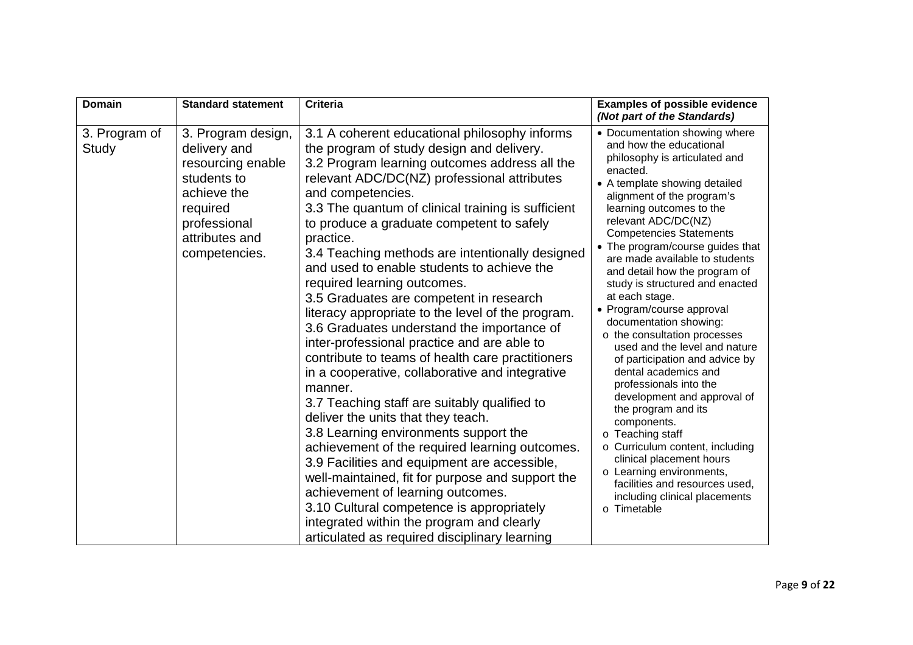| Domain | Standard statement | Criteria | Examples of possible evidence ***(Not part of the Standards)*** |
|---|---|---|---|
| 3. Program of Study | 3. Program design, delivery and resourcing enable students to achieve the required professional attributes and competencies. | 3.1 A coherent educational philosophy informs the program of study design and delivery.<br>3.2 Program learning outcomes address all the relevant ADC/DC(NZ) professional attributes and competencies.<br>3.3 The quantum of clinical training is sufficient to produce a graduate competent to safely practice.<br>3.4 Teaching methods are intentionally designed and used to enable students to achieve the required learning outcomes.<br>3.5 Graduates are competent in research literacy appropriate to the level of the program.<br>3.6 Graduates understand the importance of inter-professional practice and are able to contribute to teams of health care practitioners in a cooperative, collaborative and integrative manner.<br>3.7 Teaching staff are suitably qualified to deliver the units that they teach.<br>3.8 Learning environments support the achievement of the required learning outcomes.<br>3.9 Facilities and equipment are accessible, well-maintained, fit for purpose and support the achievement of learning outcomes.<br>3.10 Cultural competence is appropriately integrated within the program and clearly articulated as required disciplinary learning | • Documentation showing where and how the educational philosophy is articulated and enacted.<br>• A template showing detailed alignment of the program's learning outcomes to the relevant ADC/DC(NZ) Competencies Statements<br>• The program/course guides that are made available to students and detail how the program of study is structured and enacted at each stage.<br>• Program/course approval documentation showing:<br>o the consultation processes used and the level and nature of participation and advice by dental academics and professionals into the development and approval of the program and its components.<br>o Teaching staff<br>o Curriculum content, including clinical placement hours<br>o Learning environments, facilities and resources used, including clinical placements<br>o Timetable |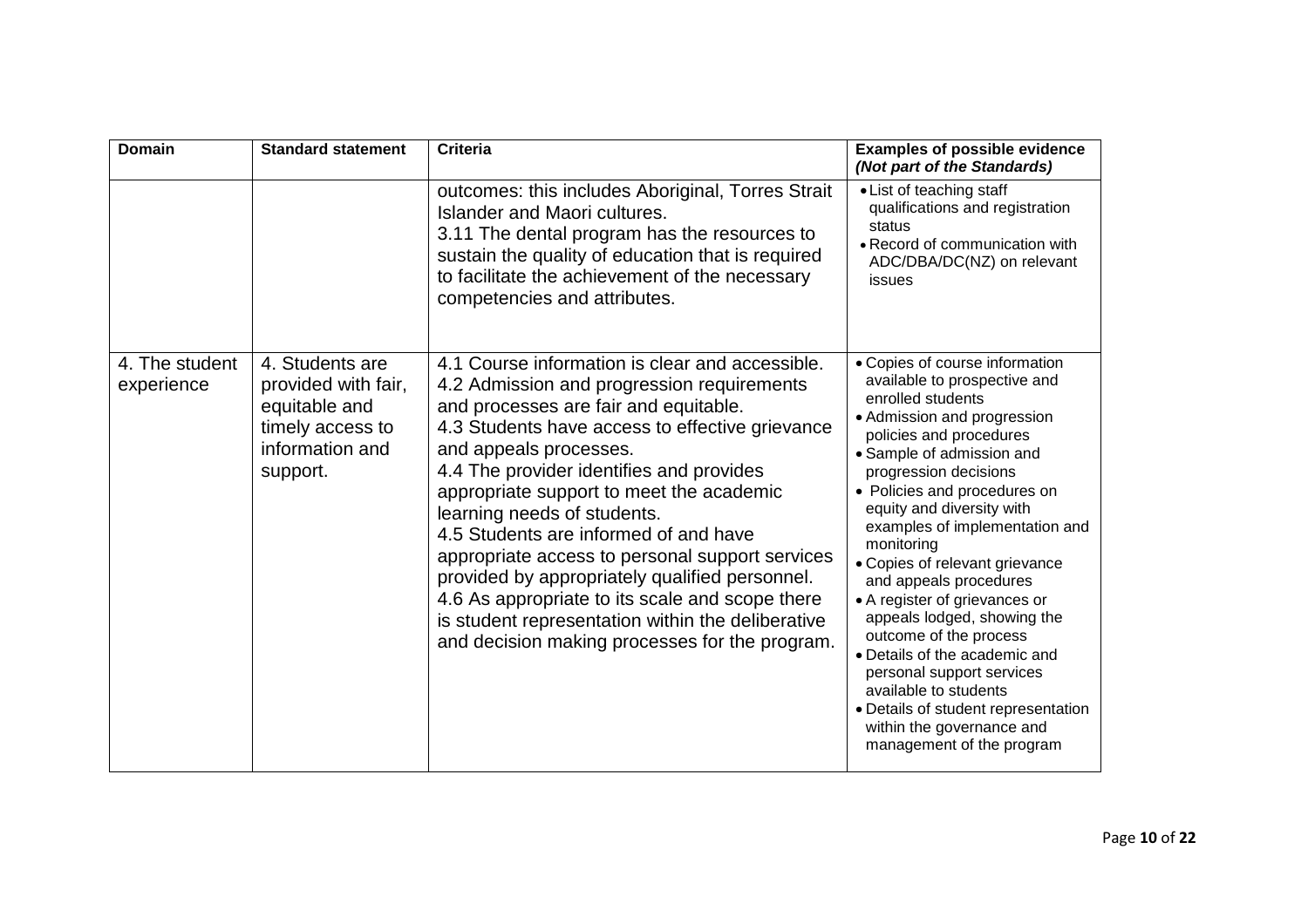| Domain | Standard statement | Criteria | Examples of possible evidence *(Not part of the Standards)* |
|---|---|---|---|
| | | outcomes: this includes Aboriginal, Torres Strait Islander and Maori cultures.<br>3.11 The dental program has the resources to sustain the quality of education that is required to facilitate the achievement of the necessary competencies and attributes. | • List of teaching staff qualifications and registration status<br>• Record of communication with ADC/DBA/DC(NZ) on relevant issues |
| 4. The student experience | 4. Students are provided with fair, equitable and timely access to information and support. | 4.1 Course information is clear and accessible.<br>4.2 Admission and progression requirements and processes are fair and equitable.<br>4.3 Students have access to effective grievance and appeals processes.<br>4.4 The provider identifies and provides appropriate support to meet the academic learning needs of students.<br>4.5 Students are informed of and have appropriate access to personal support services provided by appropriately qualified personnel.<br>4.6 As appropriate to its scale and scope there is student representation within the deliberative and decision making processes for the program. | • Copies of course information available to prospective and enrolled students<br>• Admission and progression policies and procedures<br>• Sample of admission and progression decisions<br>• Policies and procedures on equity and diversity with examples of implementation and monitoring<br>• Copies of relevant grievance and appeals procedures<br>• A register of grievances or appeals lodged, showing the outcome of the process<br>• Details of the academic and personal support services available to students<br>• Details of student representation within the governance and management of the program |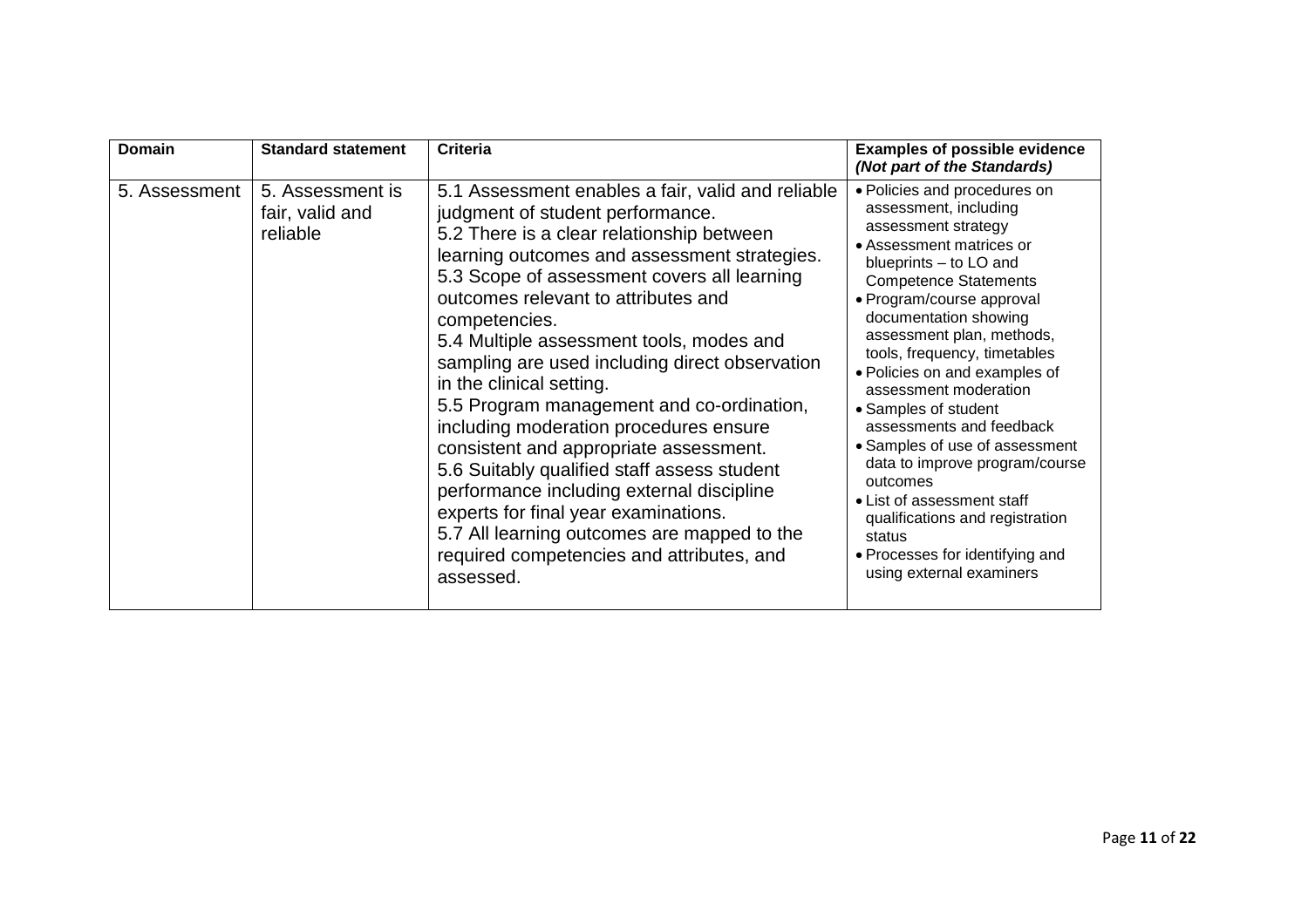| Domain | Standard statement | Criteria | Examples of possible evidence ***(Not part of the Standards)*** |
|---|---|---|---|
| 5. Assessment | 5. Assessment is fair, valid and reliable | 5.1 Assessment enables a fair, valid and reliable judgment of student performance.<br>5.2 There is a clear relationship between learning outcomes and assessment strategies.<br>5.3 Scope of assessment covers all learning outcomes relevant to attributes and competencies.<br>5.4 Multiple assessment tools, modes and sampling are used including direct observation in the clinical setting.<br>5.5 Program management and co-ordination, including moderation procedures ensure consistent and appropriate assessment.<br>5.6 Suitably qualified staff assess student performance including external discipline experts for final year examinations.<br>5.7 All learning outcomes are mapped to the required competencies and attributes, and assessed. | • Policies and procedures on assessment, including assessment strategy<br>• Assessment matrices or blueprints – to LO and Competence Statements<br>• Program/course approval documentation showing assessment plan, methods, tools, frequency, timetables<br>• Policies on and examples of assessment moderation<br>• Samples of student assessments and feedback<br>• Samples of use of assessment data to improve program/course outcomes<br>• List of assessment staff qualifications and registration status<br>• Processes for identifying and using external examiners |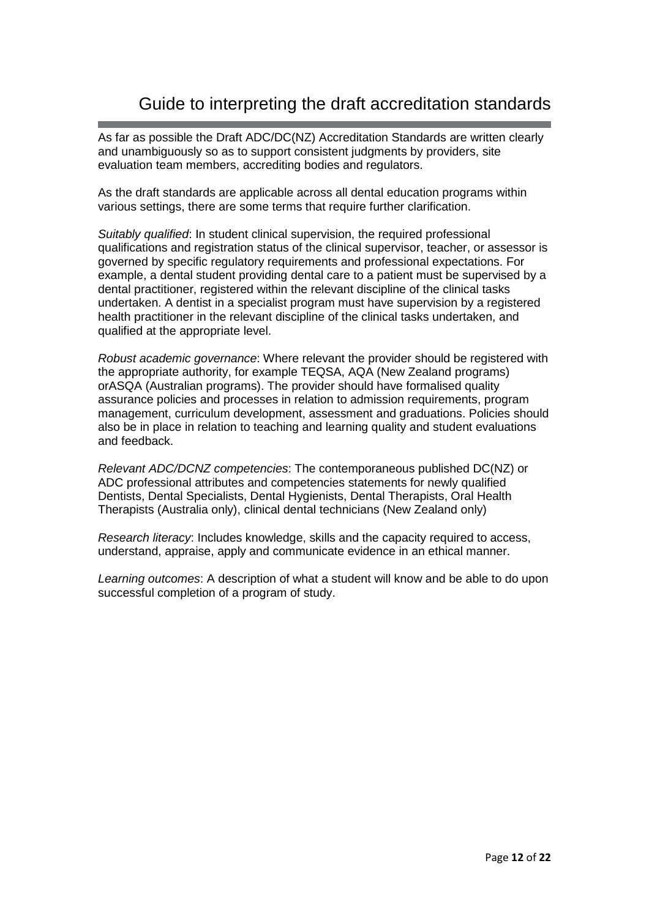# Guide to interpreting the draft accreditation standards

As far as possible the Draft ADC/DC(NZ) Accreditation Standards are written clearly and unambiguously so as to support consistent judgments by providers, site evaluation team members, accrediting bodies and regulators.

As the draft standards are applicable across all dental education programs within various settings, there are some terms that require further clarification.

*Suitably qualified*: In student clinical supervision, the required professional qualifications and registration status of the clinical supervisor, teacher, or assessor is governed by specific regulatory requirements and professional expectations. For example, a dental student providing dental care to a patient must be supervised by a dental practitioner, registered within the relevant discipline of the clinical tasks undertaken. A dentist in a specialist program must have supervision by a registered health practitioner in the relevant discipline of the clinical tasks undertaken, and qualified at the appropriate level.

*Robust academic governance*: Where relevant the provider should be registered with the appropriate authority, for example TEQSA, AQA (New Zealand programs) orASQA (Australian programs). The provider should have formalised quality assurance policies and processes in relation to admission requirements, program management, curriculum development, assessment and graduations. Policies should also be in place in relation to teaching and learning quality and student evaluations and feedback.

*Relevant ADC/DCNZ competencies*: The contemporaneous published DC(NZ) or ADC professional attributes and competencies statements for newly qualified Dentists, Dental Specialists, Dental Hygienists, Dental Therapists, Oral Health Therapists (Australia only), clinical dental technicians (New Zealand only)

*Research literacy*: Includes knowledge, skills and the capacity required to access, understand, appraise, apply and communicate evidence in an ethical manner.

*Learning outcomes*: A description of what a student will know and be able to do upon successful completion of a program of study.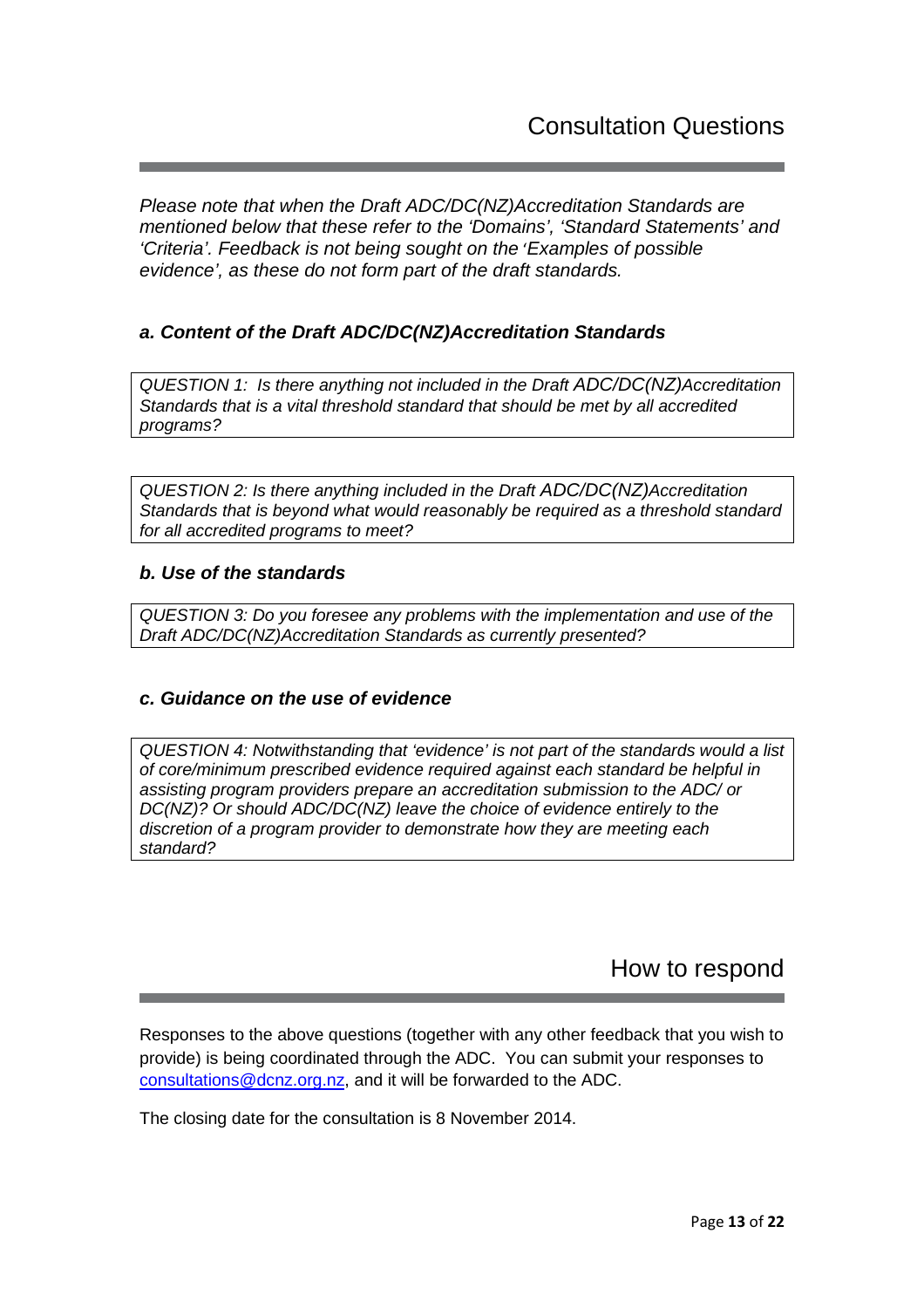# Consultation Questions

*Please note that when the Draft ADC/DC(NZ)Accreditation Standards are mentioned below that these refer to the 'Domains', 'Standard Statements' and 'Criteria'. Feedback is not being sought on the 'Examples of possible evidence', as these do not form part of the draft standards.*

### *a. Content of the Draft ADC/DC(NZ)Accreditation Standards*

*QUESTION 1: Is there anything not included in the Draft ADC/DC(NZ)Accreditation Standards that is a vital threshold standard that should be met by all accredited programs?*

*QUESTION 2: Is there anything included in the Draft ADC/DC(NZ)Accreditation Standards that is beyond what would reasonably be required as a threshold standard for all accredited programs to meet?*

### *b. Use of the standards*

*QUESTION 3: Do you foresee any problems with the implementation and use of the Draft ADC/DC(NZ)Accreditation Standards as currently presented?*

### *c. Guidance on the use of evidence*

*QUESTION 4: Notwithstanding that 'evidence' is not part of the standards would a list of core/minimum prescribed evidence required against each standard be helpful in assisting program providers prepare an accreditation submission to the ADC/ or DC(NZ)? Or should ADC/DC(NZ) leave the choice of evidence entirely to the discretion of a program provider to demonstrate how they are meeting each standard?*

# How to respond

Responses to the above questions (together with any other feedback that you wish to provide) is being coordinated through the ADC. You can submit your responses to consultations@dcnz.org.nz, and it will be forwarded to the ADC.

The closing date for the consultation is 8 November 2014.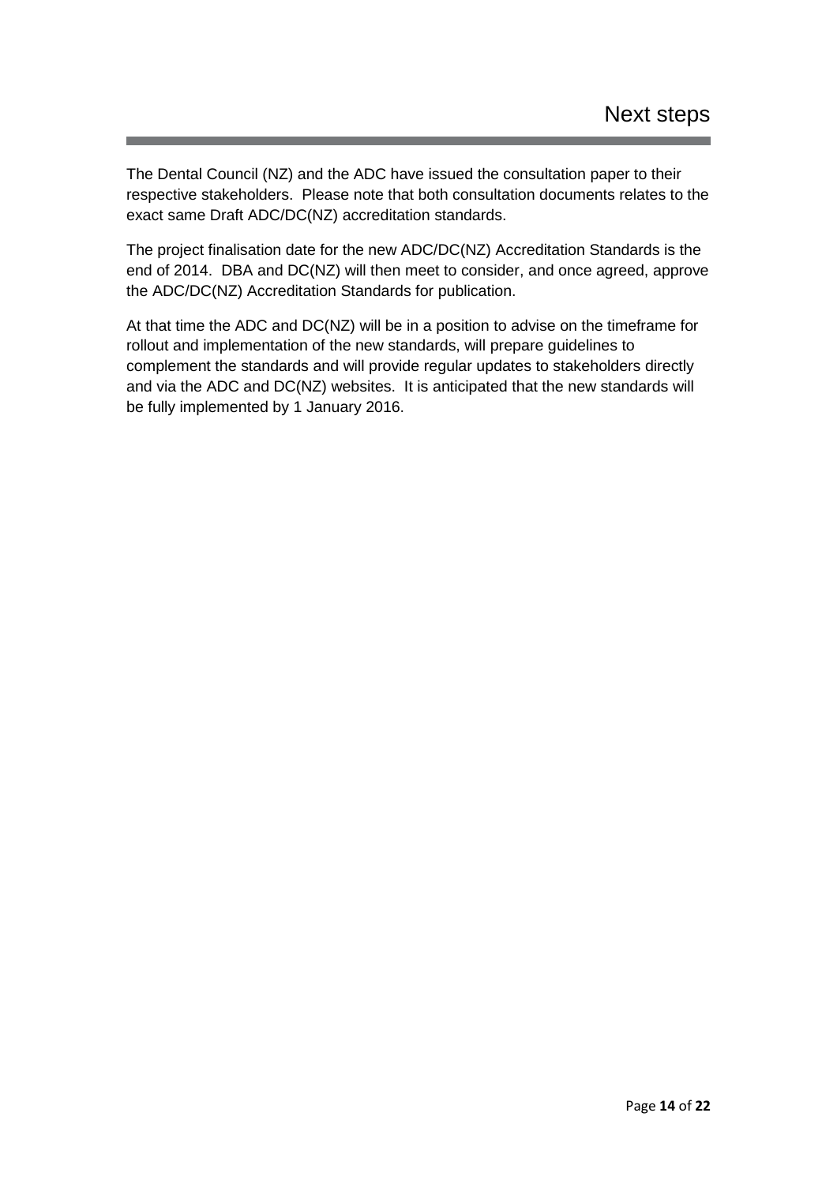# Next steps

The Dental Council (NZ) and the ADC have issued the consultation paper to their respective stakeholders. Please note that both consultation documents relates to the exact same Draft ADC/DC(NZ) accreditation standards.

The project finalisation date for the new ADC/DC(NZ) Accreditation Standards is the end of 2014. DBA and DC(NZ) will then meet to consider, and once agreed, approve the ADC/DC(NZ) Accreditation Standards for publication.

At that time the ADC and DC(NZ) will be in a position to advise on the timeframe for rollout and implementation of the new standards, will prepare guidelines to complement the standards and will provide regular updates to stakeholders directly and via the ADC and DC(NZ) websites. It is anticipated that the new standards will be fully implemented by 1 January 2016.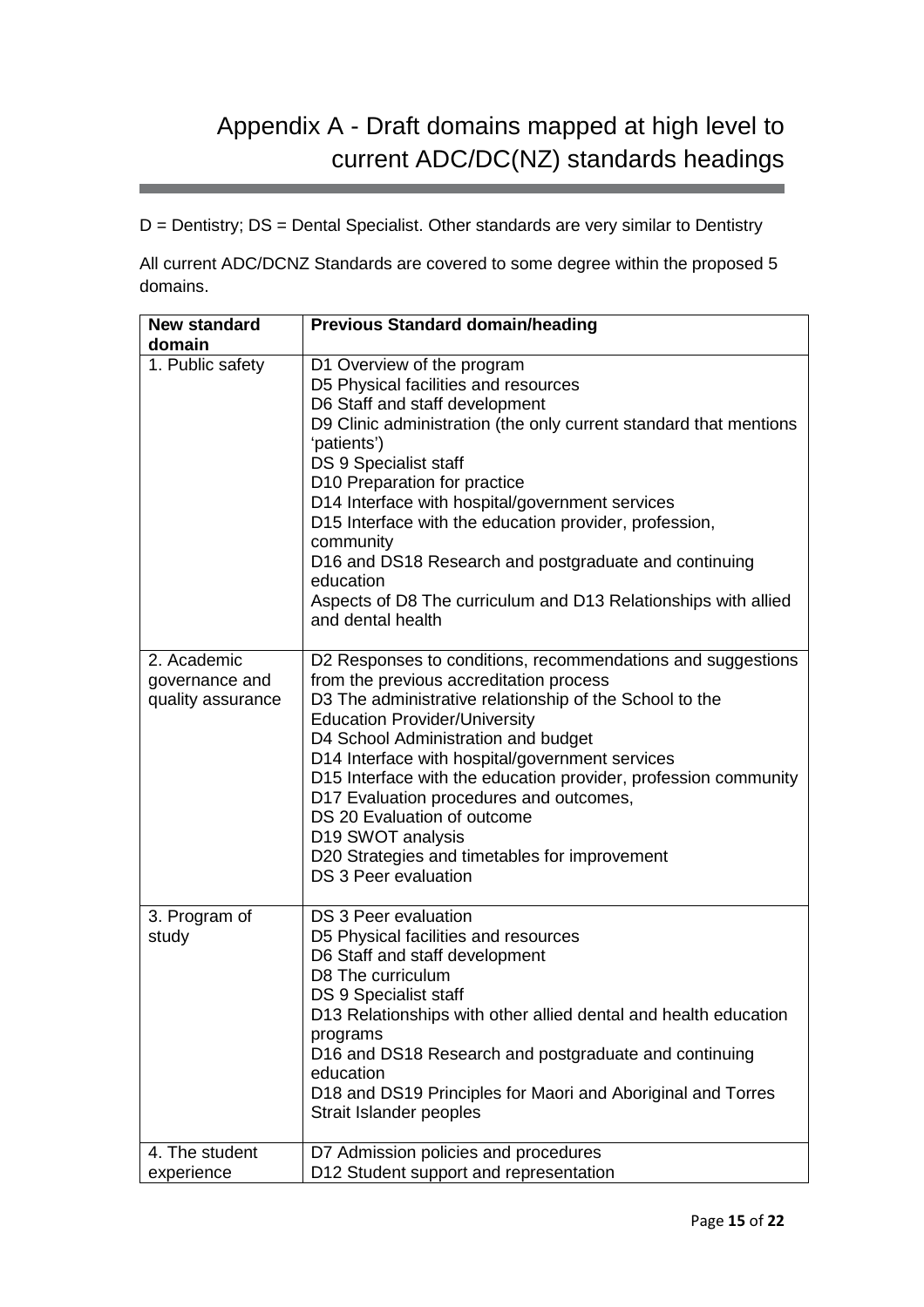# Appendix A - Draft domains mapped at high level to current ADC/DC(NZ) standards headings

D = Dentistry; DS = Dental Specialist. Other standards are very similar to Dentistry

All current ADC/DCNZ Standards are covered to some degree within the proposed 5 domains.

| New standard domain | Previous Standard domain/heading |
|---|---|
| 1. Public safety | D1 Overview of the program<br>D5 Physical facilities and resources<br>D6 Staff and staff development<br>D9 Clinic administration (the only current standard that mentions 'patients')<br>DS 9 Specialist staff<br>D10 Preparation for practice<br>D14 Interface with hospital/government services<br>D15 Interface with the education provider, profession, community<br>D16 and DS18 Research and postgraduate and continuing education<br>Aspects of D8 The curriculum and D13 Relationships with allied and dental health |
| 2. Academic governance and quality assurance | D2 Responses to conditions, recommendations and suggestions from the previous accreditation process<br>D3 The administrative relationship of the School to the Education Provider/University<br>D4 School Administration and budget<br>D14 Interface with hospital/government services<br>D15 Interface with the education provider, profession community<br>D17 Evaluation procedures and outcomes,<br>DS 20 Evaluation of outcome<br>D19 SWOT analysis<br>D20 Strategies and timetables for improvement<br>DS 3 Peer evaluation |
| 3. Program of study | DS 3 Peer evaluation<br>D5 Physical facilities and resources<br>D6 Staff and staff development<br>D8 The curriculum<br>DS 9 Specialist staff<br>D13 Relationships with other allied dental and health education programs<br>D16 and DS18 Research and postgraduate and continuing education<br>D18 and DS19 Principles for Maori and Aboriginal and Torres Strait Islander peoples |
| 4. The student experience | D7 Admission policies and procedures<br>D12 Student support and representation |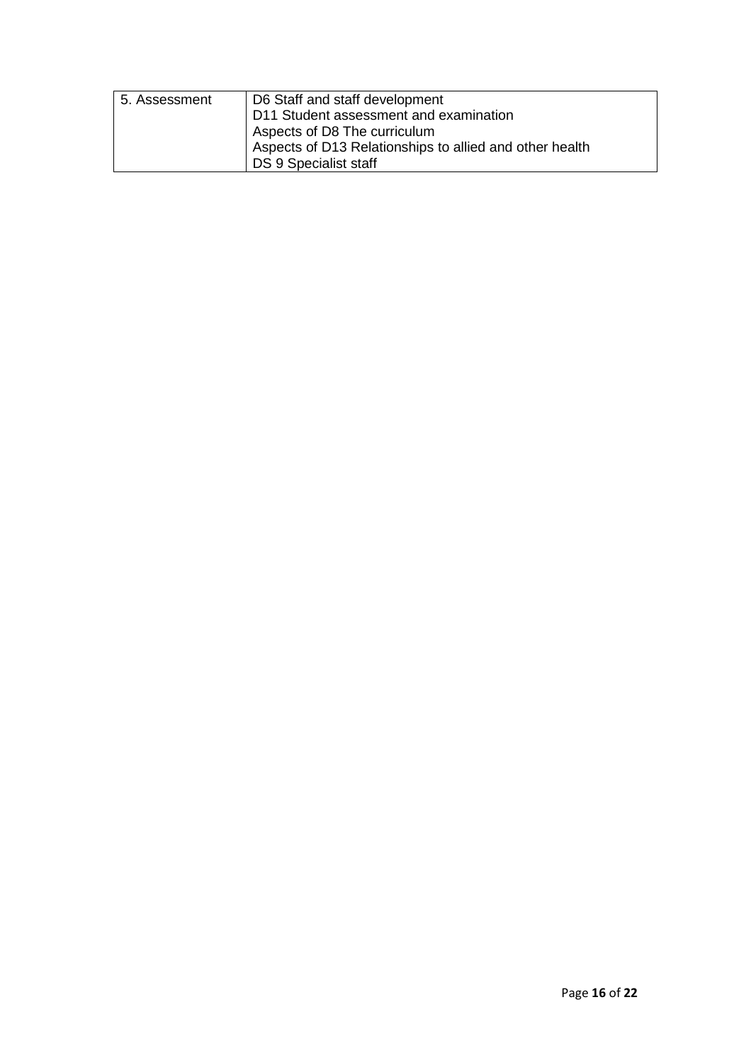| 5. Assessment | D6 Staff and staff development<br>D11 Student assessment and examination<br>Aspects of D8 The curriculum<br>Aspects of D13 Relationships to allied and other health<br>DS 9 Specialist staff |
|---|---|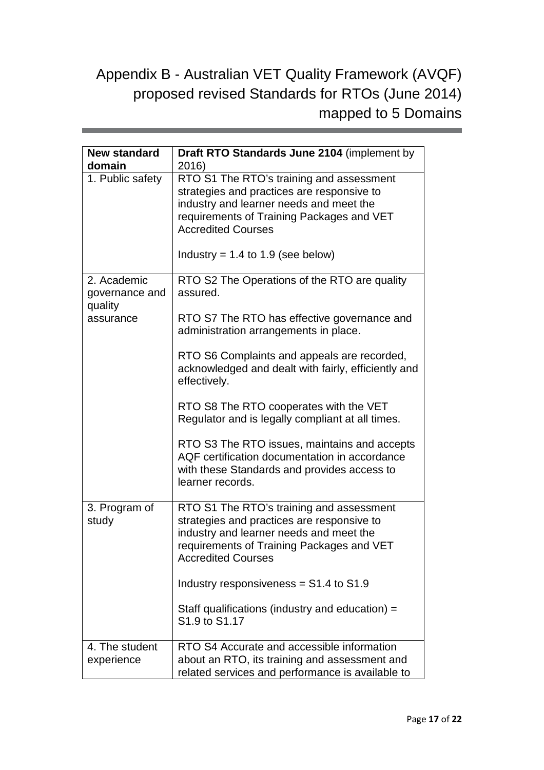# Appendix B - Australian VET Quality Framework (AVQF) proposed revised Standards for RTOs (June 2014) mapped to 5 Domains

| New standard domain | Draft RTO Standards June 2104 (implement by 2016) |
|---|---|
| 1. Public safety | RTO S1 The RTO's training and assessment strategies and practices are responsive to industry and learner needs and meet the requirements of Training Packages and VET Accredited Courses<br><br>Industry = 1.4 to 1.9 (see below) |
| 2. Academic governance and quality assurance | RTO S2 The Operations of the RTO are quality assured.<br><br>RTO S7 The RTO has effective governance and administration arrangements in place.<br><br>RTO S6 Complaints and appeals are recorded, acknowledged and dealt with fairly, efficiently and effectively.<br><br>RTO S8 The RTO cooperates with the VET Regulator and is legally compliant at all times.<br><br>RTO S3 The RTO issues, maintains and accepts AQF certification documentation in accordance with these Standards and provides access to learner records. |
| 3. Program of study | RTO S1 The RTO's training and assessment strategies and practices are responsive to industry and learner needs and meet the requirements of Training Packages and VET Accredited Courses<br><br>Industry responsiveness = S1.4 to S1.9<br><br>Staff qualifications (industry and education) = S1.9 to S1.17 |
| 4. The student experience | RTO S4 Accurate and accessible information about an RTO, its training and assessment and related services and performance is available to |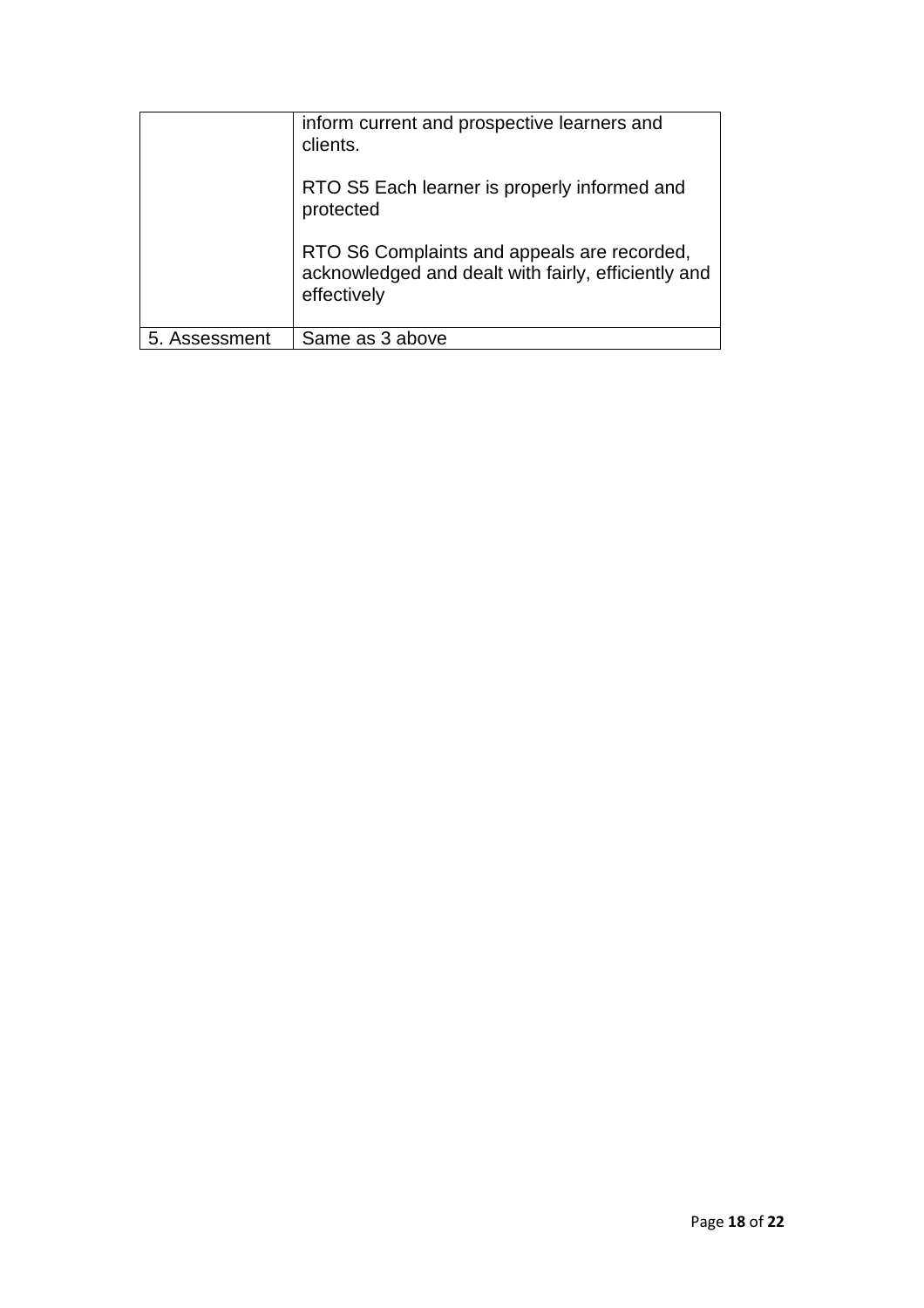| | |
|---|---|
| | inform current and prospective learners and clients.<br><br>RTO S5 Each learner is properly informed and protected<br><br>RTO S6 Complaints and appeals are recorded, acknowledged and dealt with fairly, efficiently and effectively |
| 5. Assessment | Same as 3 above |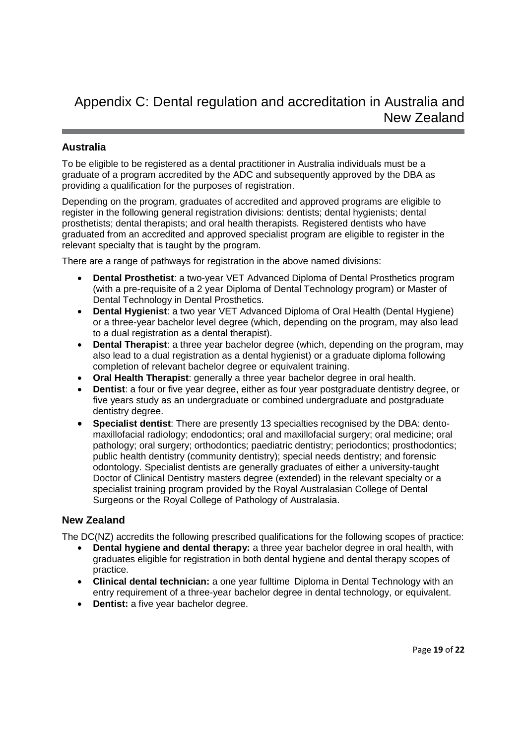# Appendix C: Dental regulation and accreditation in Australia and New Zealand

## Australia

To be eligible to be registered as a dental practitioner in Australia individuals must be a graduate of a program accredited by the ADC and subsequently approved by the DBA as providing a qualification for the purposes of registration.

Depending on the program, graduates of accredited and approved programs are eligible to register in the following general registration divisions: dentists; dental hygienists; dental prosthetists; dental therapists; and oral health therapists. Registered dentists who have graduated from an accredited and approved specialist program are eligible to register in the relevant specialty that is taught by the program.

There are a range of pathways for registration in the above named divisions:

- **Dental Prosthetist**: a two-year VET Advanced Diploma of Dental Prosthetics program (with a pre-requisite of a 2 year Diploma of Dental Technology program) or Master of Dental Technology in Dental Prosthetics.
- **Dental Hygienist**: a two year VET Advanced Diploma of Oral Health (Dental Hygiene) or a three-year bachelor level degree (which, depending on the program, may also lead to a dual registration as a dental therapist).
- **Dental Therapist**: a three year bachelor degree (which, depending on the program, may also lead to a dual registration as a dental hygienist) or a graduate diploma following completion of relevant bachelor degree or equivalent training.
- **Oral Health Therapist**: generally a three year bachelor degree in oral health.
- **Dentist**: a four or five year degree, either as four year postgraduate dentistry degree, or five years study as an undergraduate or combined undergraduate and postgraduate dentistry degree.
- **Specialist dentist**: There are presently 13 specialties recognised by the DBA: dento-maxillofacial radiology; endodontics; oral and maxillofacial surgery; oral medicine; oral pathology; oral surgery; orthodontics; paediatric dentistry; periodontics; prosthodontics; public health dentistry (community dentistry); special needs dentistry; and forensic odontology. Specialist dentists are generally graduates of either a university-taught Doctor of Clinical Dentistry masters degree (extended) in the relevant specialty or a specialist training program provided by the Royal Australasian College of Dental Surgeons or the Royal College of Pathology of Australasia.

## New Zealand

The DC(NZ) accredits the following prescribed qualifications for the following scopes of practice:

- **Dental hygiene and dental therapy:** a three year bachelor degree in oral health, with graduates eligible for registration in both dental hygiene and dental therapy scopes of practice.
- **Clinical dental technician:** a one year fulltime Diploma in Dental Technology with an entry requirement of a three-year bachelor degree in dental technology, or equivalent.
- **Dentist:** a five year bachelor degree.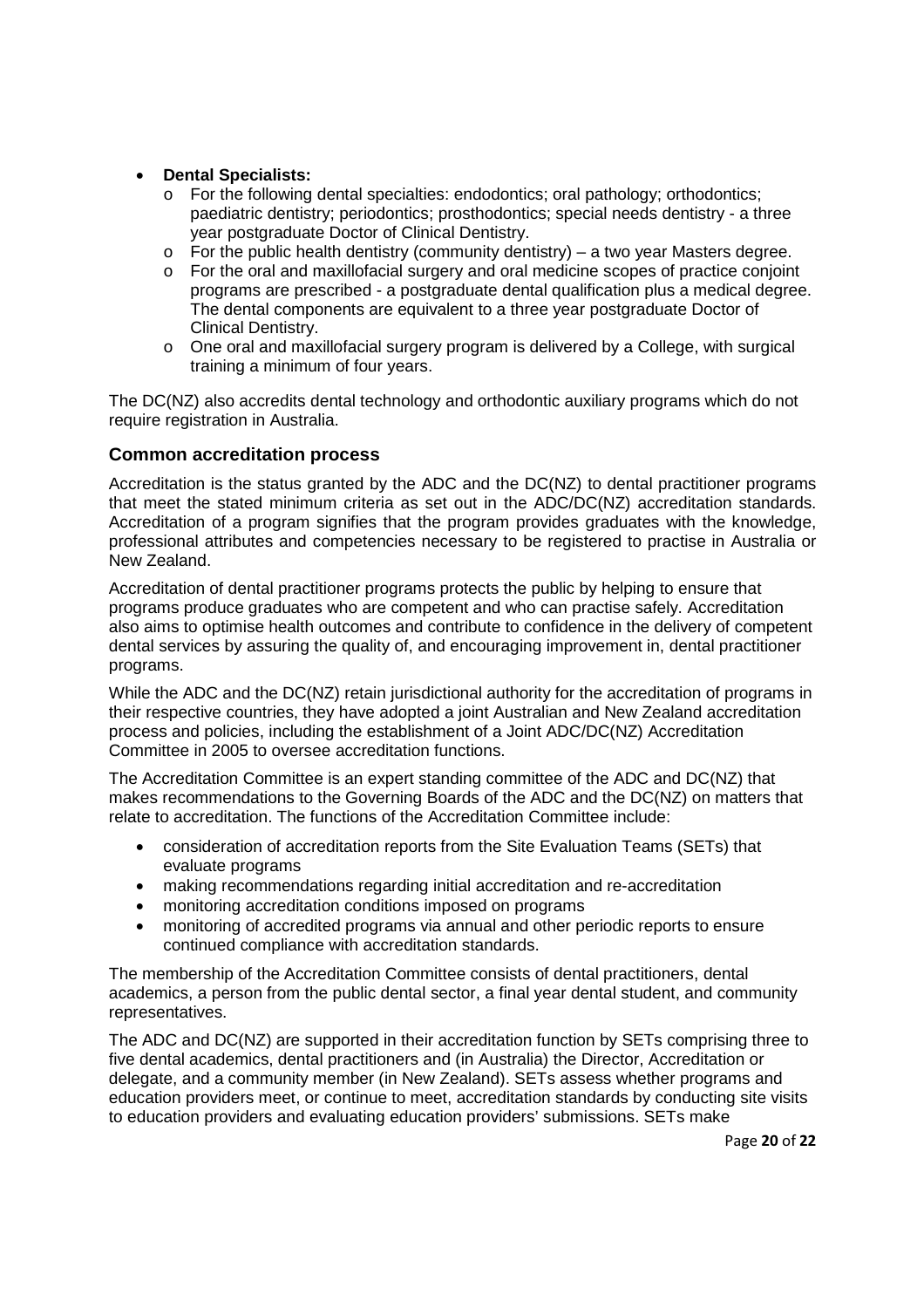- **Dental Specialists:**
  - For the following dental specialties: endodontics; oral pathology; orthodontics; paediatric dentistry; periodontics; prosthodontics; special needs dentistry - a three year postgraduate Doctor of Clinical Dentistry.
  - For the public health dentistry (community dentistry) – a two year Masters degree.
  - For the oral and maxillofacial surgery and oral medicine scopes of practice conjoint programs are prescribed - a postgraduate dental qualification plus a medical degree. The dental components are equivalent to a three year postgraduate Doctor of Clinical Dentistry.
  - One oral and maxillofacial surgery program is delivered by a College, with surgical training a minimum of four years.

The DC(NZ) also accredits dental technology and orthodontic auxiliary programs which do not require registration in Australia.

### Common accreditation process

Accreditation is the status granted by the ADC and the DC(NZ) to dental practitioner programs that meet the stated minimum criteria as set out in the ADC/DC(NZ) accreditation standards. Accreditation of a program signifies that the program provides graduates with the knowledge, professional attributes and competencies necessary to be registered to practise in Australia or New Zealand.

Accreditation of dental practitioner programs protects the public by helping to ensure that programs produce graduates who are competent and who can practise safely. Accreditation also aims to optimise health outcomes and contribute to confidence in the delivery of competent dental services by assuring the quality of, and encouraging improvement in, dental practitioner programs.

While the ADC and the DC(NZ) retain jurisdictional authority for the accreditation of programs in their respective countries, they have adopted a joint Australian and New Zealand accreditation process and policies, including the establishment of a Joint ADC/DC(NZ) Accreditation Committee in 2005 to oversee accreditation functions.

The Accreditation Committee is an expert standing committee of the ADC and DC(NZ) that makes recommendations to the Governing Boards of the ADC and the DC(NZ) on matters that relate to accreditation. The functions of the Accreditation Committee include:

- consideration of accreditation reports from the Site Evaluation Teams (SETs) that evaluate programs
- making recommendations regarding initial accreditation and re-accreditation
- monitoring accreditation conditions imposed on programs
- monitoring of accredited programs via annual and other periodic reports to ensure continued compliance with accreditation standards.

The membership of the Accreditation Committee consists of dental practitioners, dental academics, a person from the public dental sector, a final year dental student, and community representatives.

The ADC and DC(NZ) are supported in their accreditation function by SETs comprising three to five dental academics, dental practitioners and (in Australia) the Director, Accreditation or delegate, and a community member (in New Zealand). SETs assess whether programs and education providers meet, or continue to meet, accreditation standards by conducting site visits to education providers and evaluating education providers' submissions. SETs make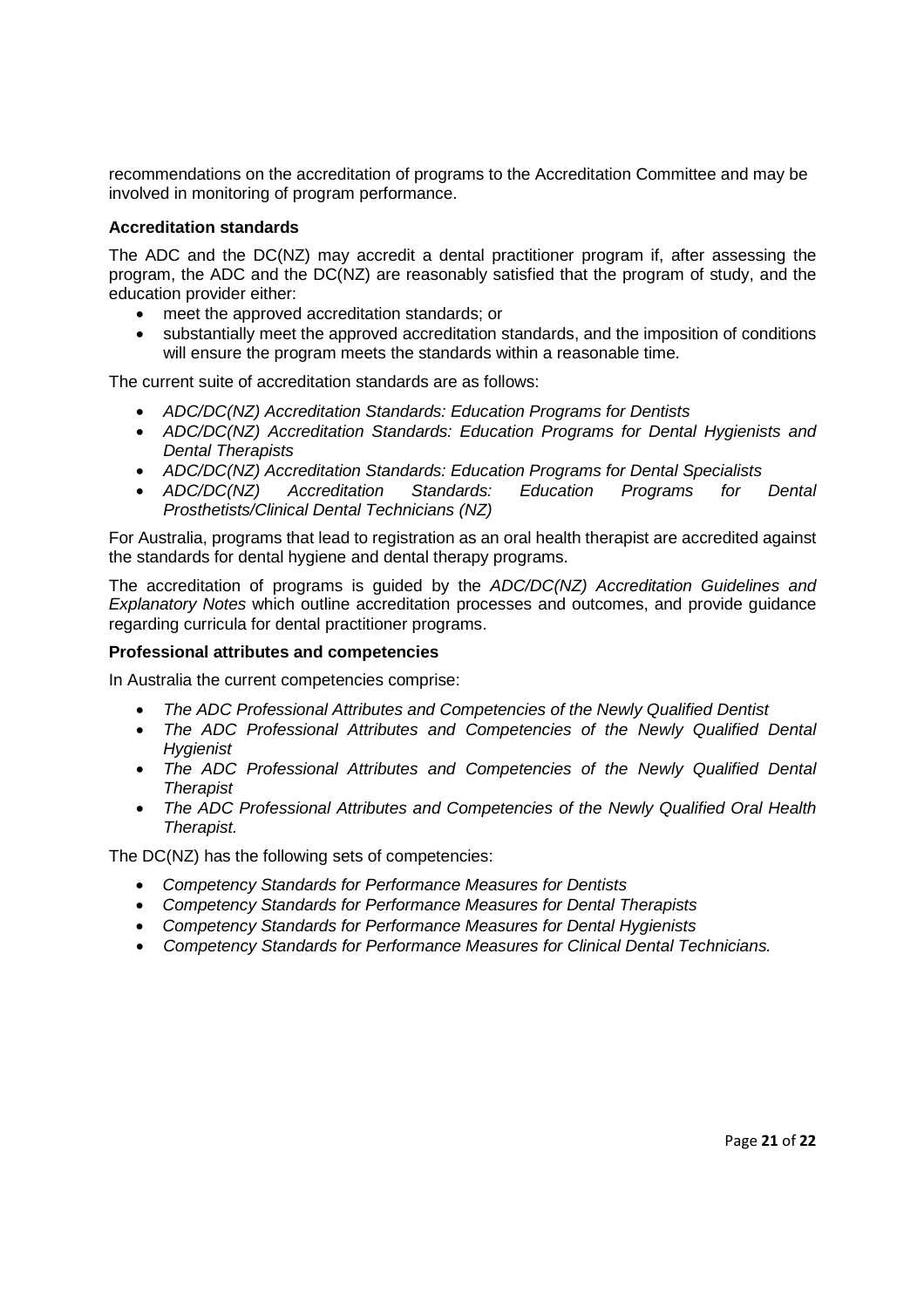recommendations on the accreditation of programs to the Accreditation Committee and may be involved in monitoring of program performance.

**Accreditation standards**

The ADC and the DC(NZ) may accredit a dental practitioner program if, after assessing the program, the ADC and the DC(NZ) are reasonably satisfied that the program of study, and the education provider either:

- meet the approved accreditation standards; or
- substantially meet the approved accreditation standards, and the imposition of conditions will ensure the program meets the standards within a reasonable time.

The current suite of accreditation standards are as follows:

- *ADC/DC(NZ) Accreditation Standards: Education Programs for Dentists*
- *ADC/DC(NZ) Accreditation Standards: Education Programs for Dental Hygienists and Dental Therapists*
- *ADC/DC(NZ) Accreditation Standards: Education Programs for Dental Specialists*
- *ADC/DC(NZ) Accreditation Standards: Education Programs for Dental Prosthetists/Clinical Dental Technicians (NZ)*

For Australia, programs that lead to registration as an oral health therapist are accredited against the standards for dental hygiene and dental therapy programs.

The accreditation of programs is guided by the *ADC/DC(NZ) Accreditation Guidelines and Explanatory Notes* which outline accreditation processes and outcomes, and provide guidance regarding curricula for dental practitioner programs.

**Professional attributes and competencies**

In Australia the current competencies comprise:

- *The ADC Professional Attributes and Competencies of the Newly Qualified Dentist*
- *The ADC Professional Attributes and Competencies of the Newly Qualified Dental Hygienist*
- *The ADC Professional Attributes and Competencies of the Newly Qualified Dental Therapist*
- *The ADC Professional Attributes and Competencies of the Newly Qualified Oral Health Therapist.*

The DC(NZ) has the following sets of competencies:

- *Competency Standards for Performance Measures for Dentists*
- *Competency Standards for Performance Measures for Dental Therapists*
- *Competency Standards for Performance Measures for Dental Hygienists*
- *Competency Standards for Performance Measures for Clinical Dental Technicians.*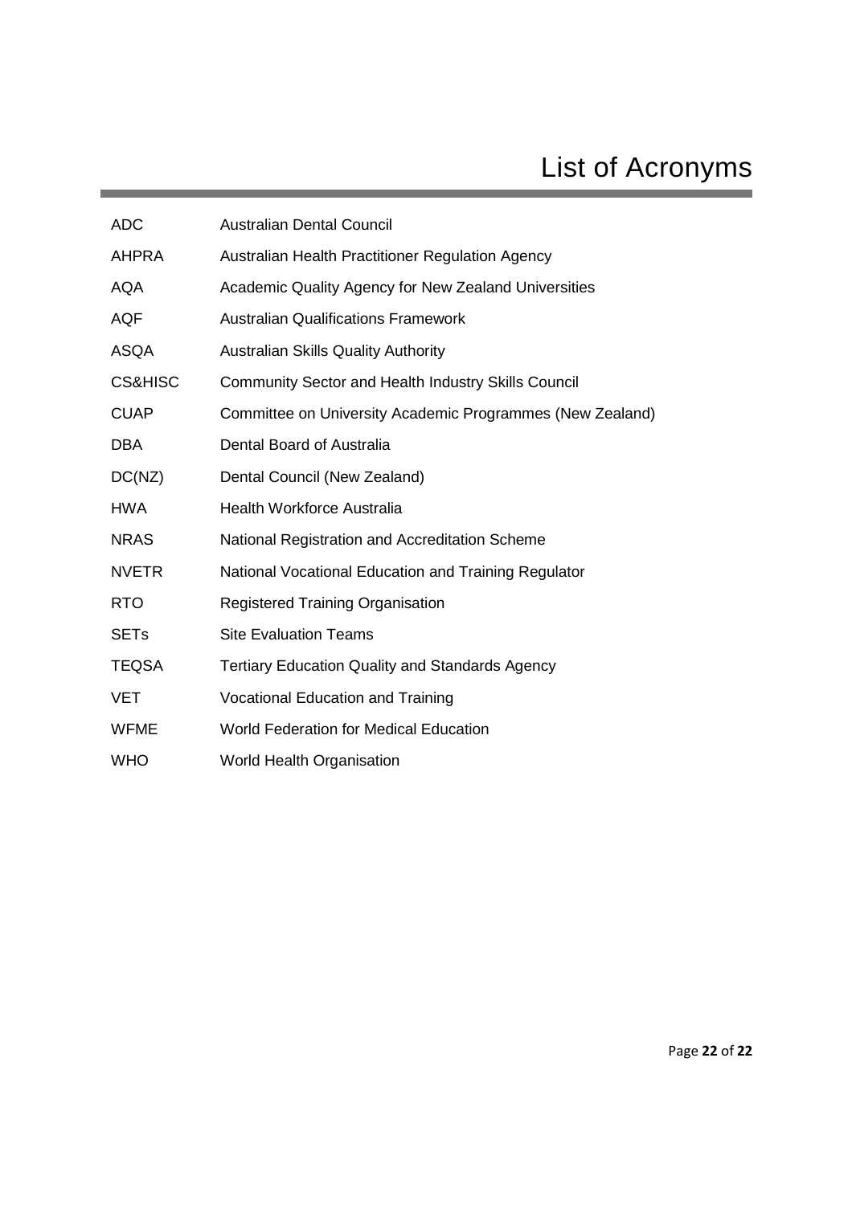# List of Acronyms

| | |
|---|---|
| ADC | Australian Dental Council |
| AHPRA | Australian Health Practitioner Regulation Agency |
| AQA | Academic Quality Agency for New Zealand Universities |
| AQF | Australian Qualifications Framework |
| ASQA | Australian Skills Quality Authority |
| CS&HISC | Community Sector and Health Industry Skills Council |
| CUAP | Committee on University Academic Programmes (New Zealand) |
| DBA | Dental Board of Australia |
| DC(NZ) | Dental Council (New Zealand) |
| HWA | Health Workforce Australia |
| NRAS | National Registration and Accreditation Scheme |
| NVETR | National Vocational Education and Training Regulator |
| RTO | Registered Training Organisation |
| SETs | Site Evaluation Teams |
| TEQSA | Tertiary Education Quality and Standards Agency |
| VET | Vocational Education and Training |
| WFME | World Federation for Medical Education |
| WHO | World Health Organisation |